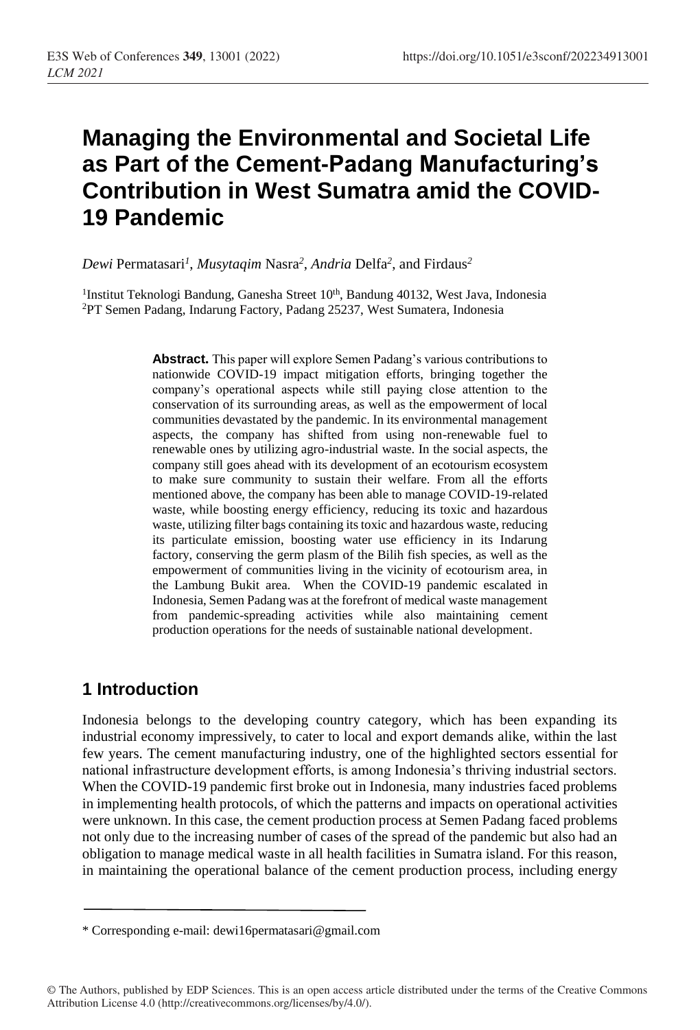# Managing the Environmental and Societal Life as Part of the Cement-Padang Manufacturing's Contribution in West Sumatra amid the COVID-19 Pandemic

*Dewi* Permatasari[1], *Musytaqim* Nasra[2], *Andria* Delfa[2], and Firdaus[2]

[1]Institut Teknologi Bandung, Ganesha Street 10th, Bandung 40132, West Java, Indonesia
[2]PT Semen Padang, Indarung Factory, Padang 25237, West Sumatera, Indonesia

**Abstract.** This paper will explore Semen Padang's various contributions to nationwide COVID-19 impact mitigation efforts, bringing together the company's operational aspects while still paying close attention to the conservation of its surrounding areas, as well as the empowerment of local communities devastated by the pandemic. In its environmental management aspects, the company has shifted from using non-renewable fuel to renewable ones by utilizing agro-industrial waste. In the social aspects, the company still goes ahead with its development of an ecotourism ecosystem to make sure community to sustain their welfare. From all the efforts mentioned above, the company has been able to manage COVID-19-related waste, while boosting energy efficiency, reducing its toxic and hazardous waste, utilizing filter bags containing its toxic and hazardous waste, reducing its particulate emission, boosting water use efficiency in its Indarung factory, conserving the germ plasm of the Bilih fish species, as well as the empowerment of communities living in the vicinity of ecotourism area, in the Lambung Bukit area. When the COVID-19 pandemic escalated in Indonesia, Semen Padang was at the forefront of medical waste management from pandemic-spreading activities while also maintaining cement production operations for the needs of sustainable national development.

## 1 Introduction

Indonesia belongs to the developing country category, which has been expanding its industrial economy impressively, to cater to local and export demands alike, within the last few years. The cement manufacturing industry, one of the highlighted sectors essential for national infrastructure development efforts, is among Indonesia's thriving industrial sectors. When the COVID-19 pandemic first broke out in Indonesia, many industries faced problems in implementing health protocols, of which the patterns and impacts on operational activities were unknown. In this case, the cement production process at Semen Padang faced problems not only due to the increasing number of cases of the spread of the pandemic but also had an obligation to manage medical waste in all health facilities in Sumatra island. For this reason, in maintaining the operational balance of the cement production process, including energy

* Corresponding e-mail: dewi16permatasari@gmail.com

© The Authors, published by EDP Sciences. This is an open access article distributed under the terms of the Creative Commons Attribution License 4.0 (http://creativecommons.org/licenses/by/4.0/).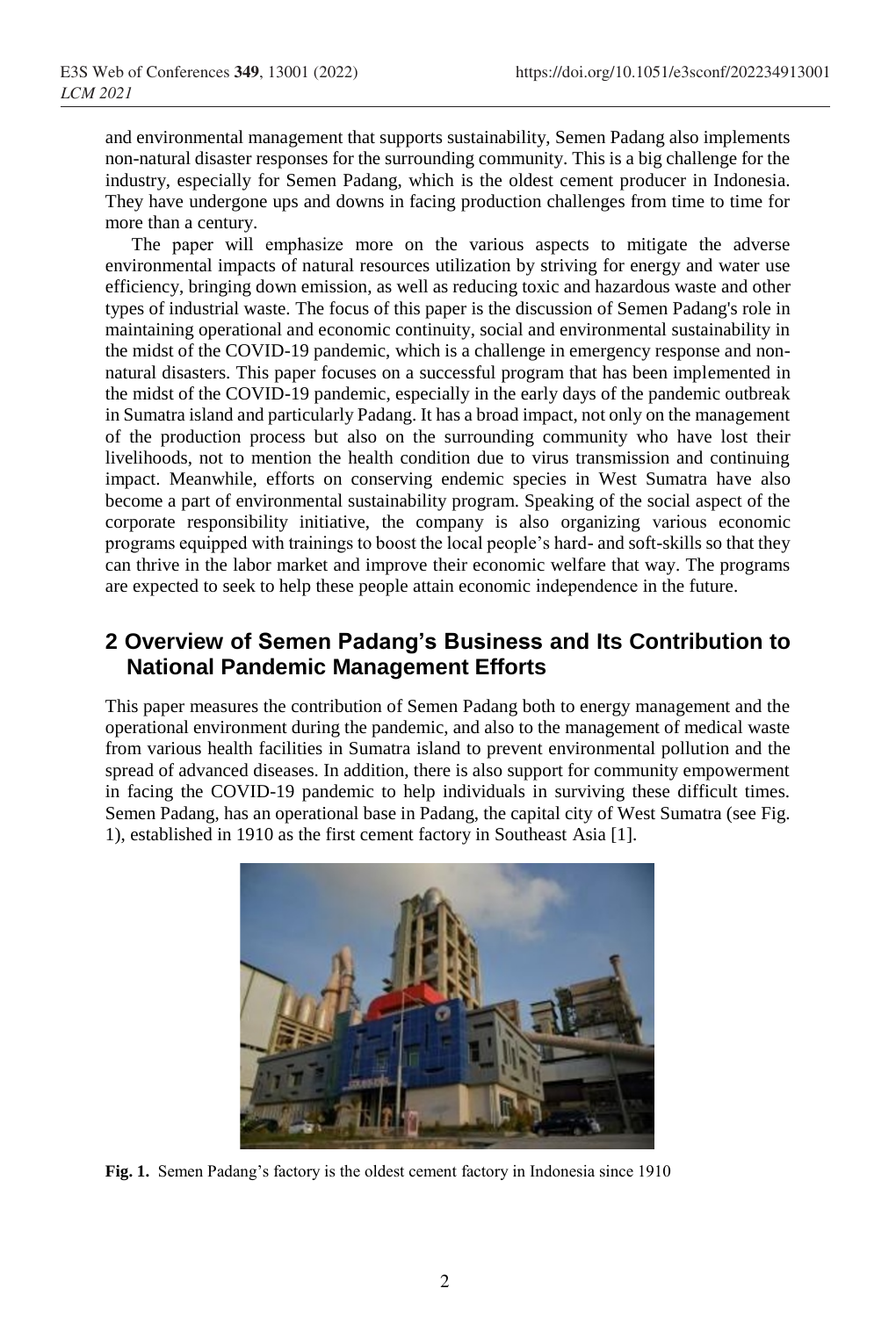and environmental management that supports sustainability, Semen Padang also implements non-natural disaster responses for the surrounding community. This is a big challenge for the industry, especially for Semen Padang, which is the oldest cement producer in Indonesia. They have undergone ups and downs in facing production challenges from time to time for more than a century.

The paper will emphasize more on the various aspects to mitigate the adverse environmental impacts of natural resources utilization by striving for energy and water use efficiency, bringing down emission, as well as reducing toxic and hazardous waste and other types of industrial waste. The focus of this paper is the discussion of Semen Padang's role in maintaining operational and economic continuity, social and environmental sustainability in the midst of the COVID-19 pandemic, which is a challenge in emergency response and non-natural disasters. This paper focuses on a successful program that has been implemented in the midst of the COVID-19 pandemic, especially in the early days of the pandemic outbreak in Sumatra island and particularly Padang. It has a broad impact, not only on the management of the production process but also on the surrounding community who have lost their livelihoods, not to mention the health condition due to virus transmission and continuing impact. Meanwhile, efforts on conserving endemic species in West Sumatra have also become a part of environmental sustainability program. Speaking of the social aspect of the corporate responsibility initiative, the company is also organizing various economic programs equipped with trainings to boost the local people's hard- and soft-skills so that they can thrive in the labor market and improve their economic welfare that way. The programs are expected to seek to help these people attain economic independence in the future.

## 2 Overview of Semen Padang's Business and Its Contribution to National Pandemic Management Efforts

This paper measures the contribution of Semen Padang both to energy management and the operational environment during the pandemic, and also to the management of medical waste from various health facilities in Sumatra island to prevent environmental pollution and the spread of advanced diseases. In addition, there is also support for community empowerment in facing the COVID-19 pandemic to help individuals in surviving these difficult times. Semen Padang, has an operational base in Padang, the capital city of West Sumatra (see Fig. 1), established in 1910 as the first cement factory in Southeast Asia [1].

**Fig. 1.** Semen Padang's factory is the oldest cement factory in Indonesia since 1910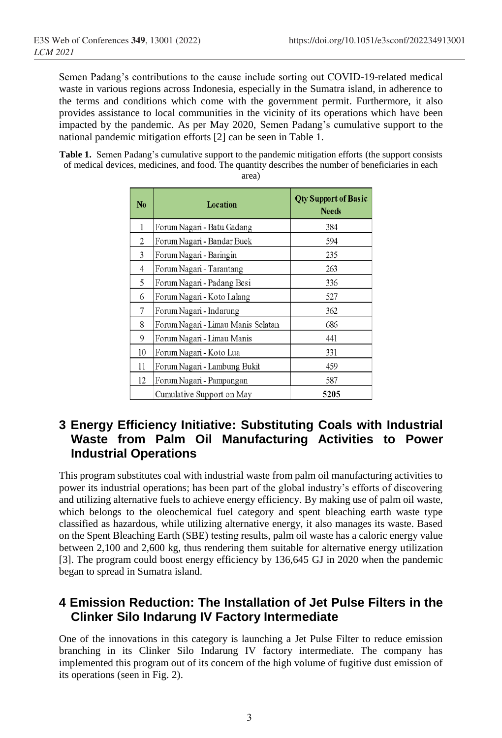Semen Padang's contributions to the cause include sorting out COVID-19-related medical waste in various regions across Indonesia, especially in the Sumatra island, in adherence to the terms and conditions which come with the government permit. Furthermore, it also provides assistance to local communities in the vicinity of its operations which have been impacted by the pandemic. As per May 2020, Semen Padang's cumulative support to the national pandemic mitigation efforts [2] can be seen in Table 1.

**Table 1.** Semen Padang's cumulative support to the pandemic mitigation efforts (the support consists of medical devices, medicines, and food. The quantity describes the number of beneficiaries in each area)

| No | Location | Qty Support of Basic Needs |
|---|---|---|
| 1 | Forum Nagari - Batu Gadang | 384 |
| 2 | Forum Nagari - Bandar Buek | 594 |
| 3 | Forum Nagari - Baringin | 235 |
| 4 | Forum Nagari - Tarantang | 263 |
| 5 | Forum Nagari - Padang Besi | 336 |
| 6 | Forum Nagari - Koto Lalang | 527 |
| 7 | Forum Nagari - Indarung | 362 |
| 8 | Forum Nagari - Limau Manis Selatan | 686 |
| 9 | Forum Nagari - Limau Manis | 441 |
| 10 | Forum Nagari - Koto Lua | 331 |
| 11 | Forum Nagari - Lambung Bukit | 459 |
| 12 | Forum Nagari - Pampangan | 587 |
| | Cumulative Support on May | **5205** |

## 3 Energy Efficiency Initiative: Substituting Coals with Industrial Waste from Palm Oil Manufacturing Activities to Power Industrial Operations

This program substitutes coal with industrial waste from palm oil manufacturing activities to power its industrial operations; has been part of the global industry's efforts of discovering and utilizing alternative fuels to achieve energy efficiency. By making use of palm oil waste, which belongs to the oleochemical fuel category and spent bleaching earth waste type classified as hazardous, while utilizing alternative energy, it also manages its waste. Based on the Spent Bleaching Earth (SBE) testing results, palm oil waste has a caloric energy value between 2,100 and 2,600 kg, thus rendering them suitable for alternative energy utilization [3]. The program could boost energy efficiency by 136,645 GJ in 2020 when the pandemic began to spread in Sumatra island.

## 4 Emission Reduction: The Installation of Jet Pulse Filters in the Clinker Silo Indarung IV Factory Intermediate

One of the innovations in this category is launching a Jet Pulse Filter to reduce emission branching in its Clinker Silo Indarung IV factory intermediate. The company has implemented this program out of its concern of the high volume of fugitive dust emission of its operations (seen in Fig. 2).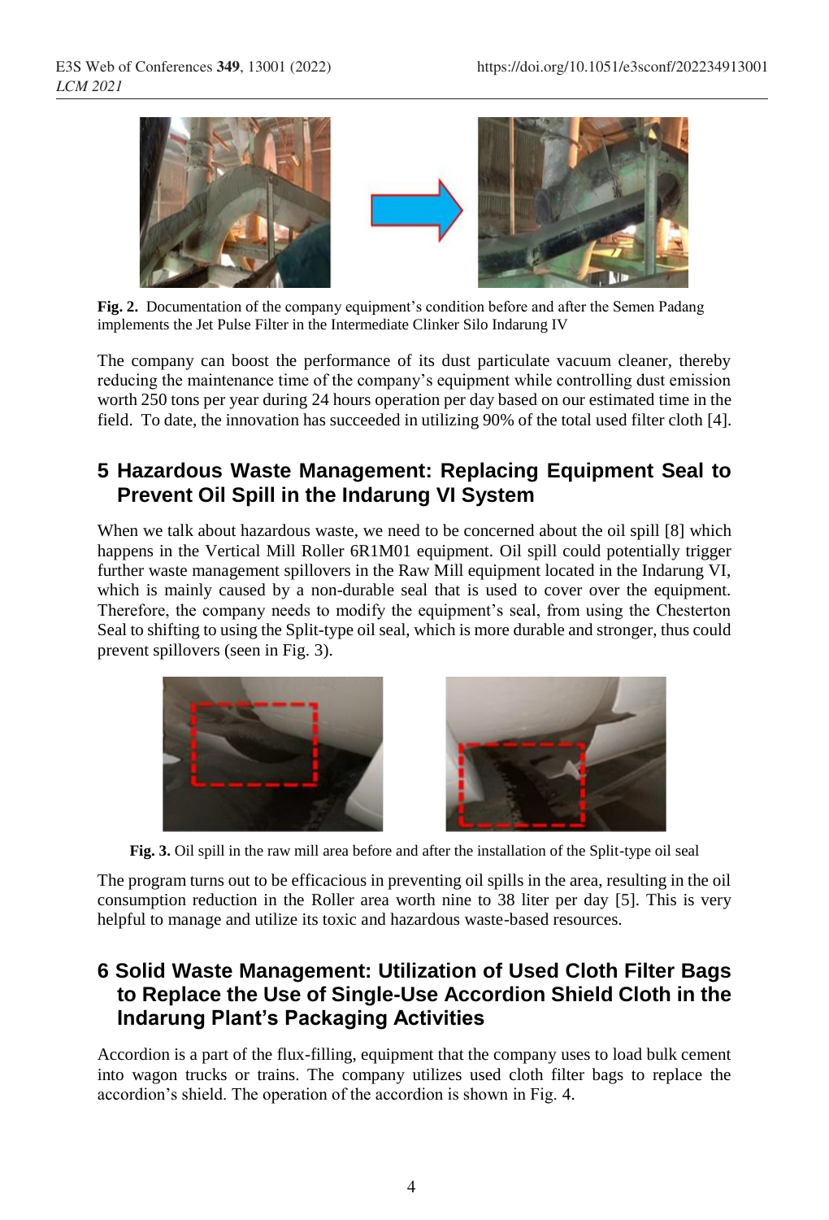**Fig. 2.** Documentation of the company equipment's condition before and after the Semen Padang implements the Jet Pulse Filter in the Intermediate Clinker Silo Indarung IV

The company can boost the performance of its dust particulate vacuum cleaner, thereby reducing the maintenance time of the company's equipment while controlling dust emission worth 250 tons per year during 24 hours operation per day based on our estimated time in the field. To date, the innovation has succeeded in utilizing 90% of the total used filter cloth [4].

## 5 Hazardous Waste Management: Replacing Equipment Seal to Prevent Oil Spill in the Indarung VI System

When we talk about hazardous waste, we need to be concerned about the oil spill [8] which happens in the Vertical Mill Roller 6R1M01 equipment. Oil spill could potentially trigger further waste management spillovers in the Raw Mill equipment located in the Indarung VI, which is mainly caused by a non-durable seal that is used to cover over the equipment. Therefore, the company needs to modify the equipment's seal, from using the Chesterton Seal to shifting to using the Split-type oil seal, which is more durable and stronger, thus could prevent spillovers (seen in Fig. 3).

**Fig. 3.** Oil spill in the raw mill area before and after the installation of the Split-type oil seal

The program turns out to be efficacious in preventing oil spills in the area, resulting in the oil consumption reduction in the Roller area worth nine to 38 liter per day [5]. This is very helpful to manage and utilize its toxic and hazardous waste-based resources.

## 6 Solid Waste Management: Utilization of Used Cloth Filter Bags to Replace the Use of Single-Use Accordion Shield Cloth in the Indarung Plant's Packaging Activities

Accordion is a part of the flux-filling, equipment that the company uses to load bulk cement into wagon trucks or trains. The company utilizes used cloth filter bags to replace the accordion's shield. The operation of the accordion is shown in Fig. 4.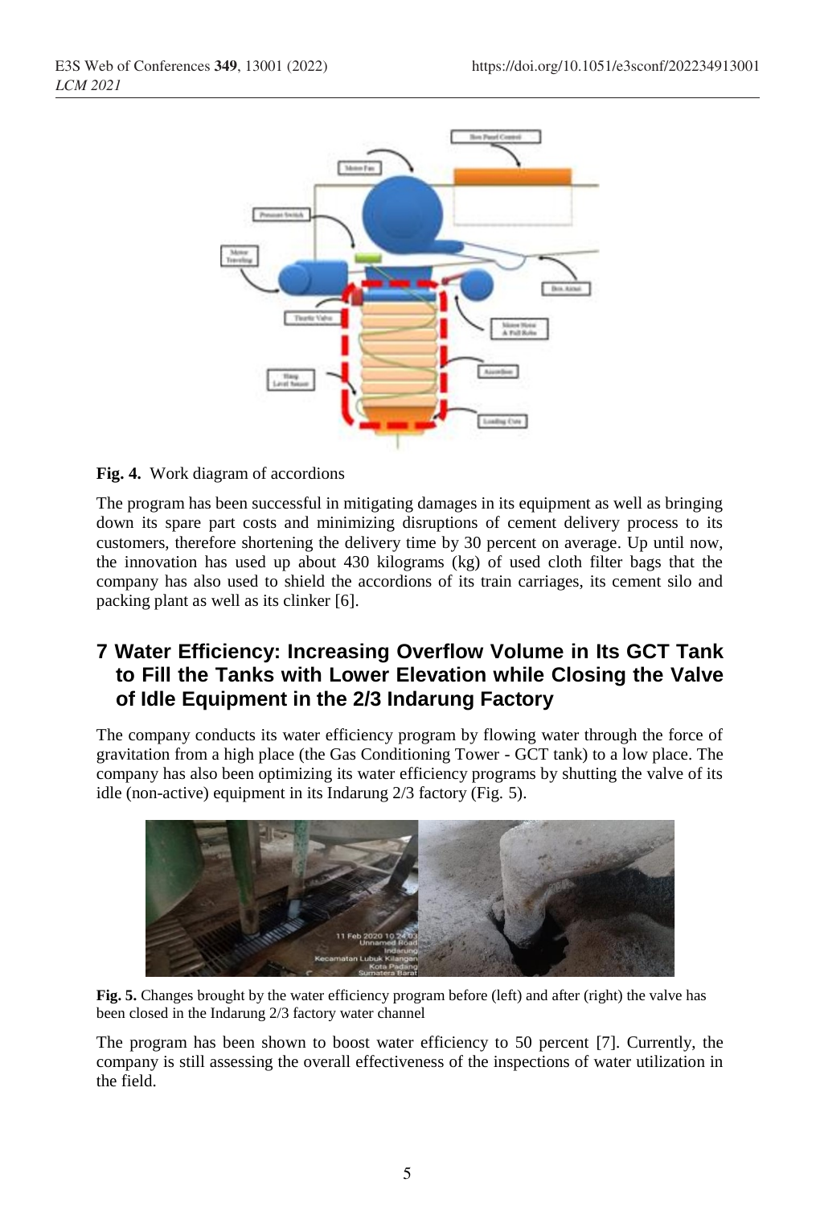**Fig. 4.** Work diagram of accordions

The program has been successful in mitigating damages in its equipment as well as bringing down its spare part costs and minimizing disruptions of cement delivery process to its customers, therefore shortening the delivery time by 30 percent on average. Up until now, the innovation has used up about 430 kilograms (kg) of used cloth filter bags that the company has also used to shield the accordions of its train carriages, its cement silo and packing plant as well as its clinker [6].

## 7 Water Efficiency: Increasing Overflow Volume in Its GCT Tank to Fill the Tanks with Lower Elevation while Closing the Valve of Idle Equipment in the 2/3 Indarung Factory

The company conducts its water efficiency program by flowing water through the force of gravitation from a high place (the Gas Conditioning Tower - GCT tank) to a low place. The company has also been optimizing its water efficiency programs by shutting the valve of its idle (non-active) equipment in its Indarung 2/3 factory (Fig. 5).

**Fig. 5.** Changes brought by the water efficiency program before (left) and after (right) the valve has been closed in the Indarung 2/3 factory water channel

The program has been shown to boost water efficiency to 50 percent [7]. Currently, the company is still assessing the overall effectiveness of the inspections of water utilization in the field.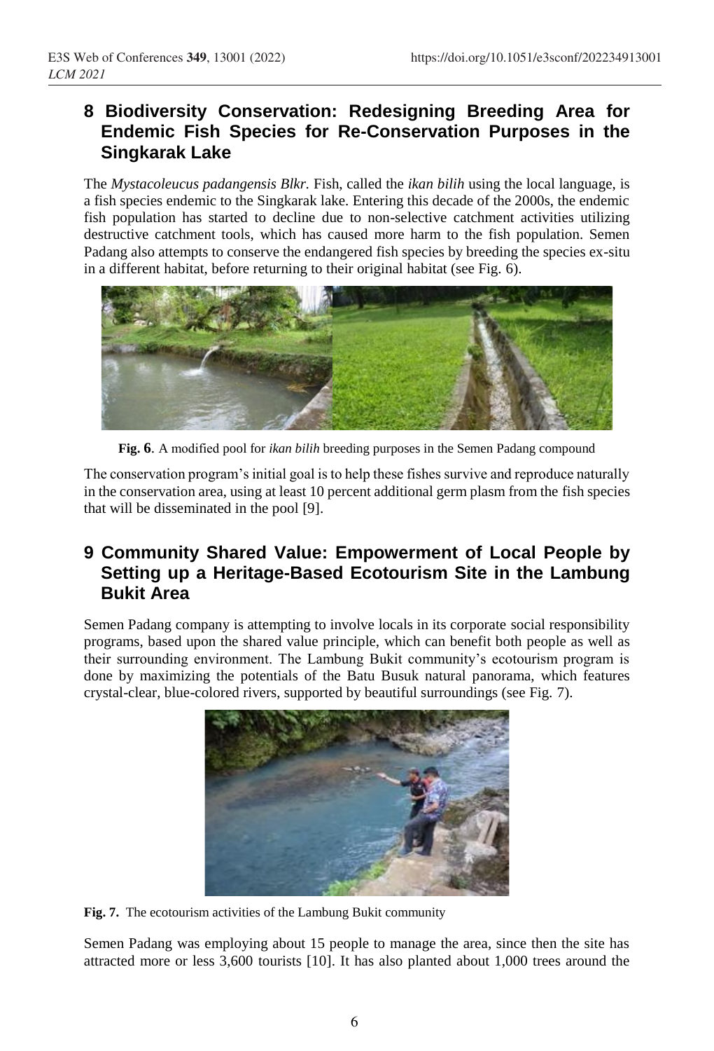## 8 Biodiversity Conservation: Redesigning Breeding Area for Endemic Fish Species for Re-Conservation Purposes in the Singkarak Lake

The *Mystacoleucus padangensis Blkr.* Fish, called the *ikan bilih* using the local language, is a fish species endemic to the Singkarak lake. Entering this decade of the 2000s, the endemic fish population has started to decline due to non-selective catchment activities utilizing destructive catchment tools, which has caused more harm to the fish population. Semen Padang also attempts to conserve the endangered fish species by breeding the species ex-situ in a different habitat, before returning to their original habitat (see Fig. 6).

**Fig. 6**. A modified pool for *ikan bilih* breeding purposes in the Semen Padang compound

The conservation program's initial goal is to help these fishes survive and reproduce naturally in the conservation area, using at least 10 percent additional germ plasm from the fish species that will be disseminated in the pool [9].

## 9 Community Shared Value: Empowerment of Local People by Setting up a Heritage-Based Ecotourism Site in the Lambung Bukit Area

Semen Padang company is attempting to involve locals in its corporate social responsibility programs, based upon the shared value principle, which can benefit both people as well as their surrounding environment. The Lambung Bukit community's ecotourism program is done by maximizing the potentials of the Batu Busuk natural panorama, which features crystal-clear, blue-colored rivers, supported by beautiful surroundings (see Fig. 7).

**Fig. 7.** The ecotourism activities of the Lambung Bukit community

Semen Padang was employing about 15 people to manage the area, since then the site has attracted more or less 3,600 tourists [10]. It has also planted about 1,000 trees around the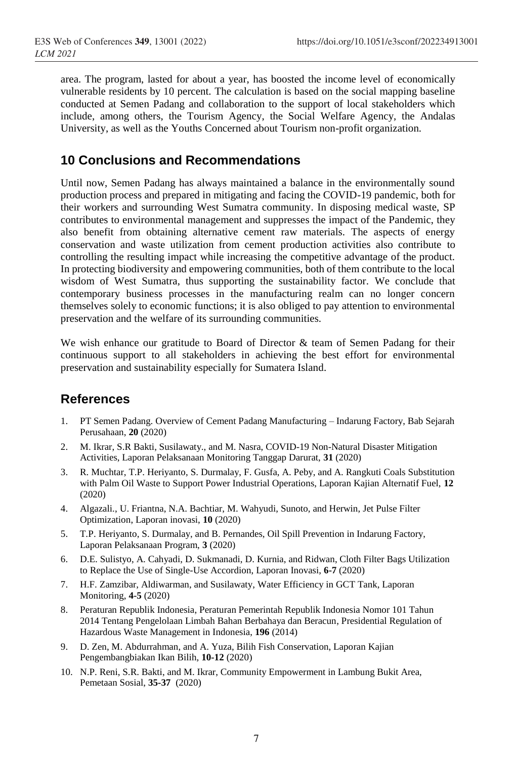area. The program, lasted for about a year, has boosted the income level of economically vulnerable residents by 10 percent. The calculation is based on the social mapping baseline conducted at Semen Padang and collaboration to the support of local stakeholders which include, among others, the Tourism Agency, the Social Welfare Agency, the Andalas University, as well as the Youths Concerned about Tourism non-profit organization.

## 10 Conclusions and Recommendations

Until now, Semen Padang has always maintained a balance in the environmentally sound production process and prepared in mitigating and facing the COVID-19 pandemic, both for their workers and surrounding West Sumatra community. In disposing medical waste, SP contributes to environmental management and suppresses the impact of the Pandemic, they also benefit from obtaining alternative cement raw materials. The aspects of energy conservation and waste utilization from cement production activities also contribute to controlling the resulting impact while increasing the competitive advantage of the product. In protecting biodiversity and empowering communities, both of them contribute to the local wisdom of West Sumatra, thus supporting the sustainability factor. We conclude that contemporary business processes in the manufacturing realm can no longer concern themselves solely to economic functions; it is also obliged to pay attention to environmental preservation and the welfare of its surrounding communities.

We wish enhance our gratitude to Board of Director & team of Semen Padang for their continuous support to all stakeholders in achieving the best effort for environmental preservation and sustainability especially for Sumatera Island.

## References

1. PT Semen Padang. Overview of Cement Padang Manufacturing – Indarung Factory, Bab Sejarah Perusahaan, **20** (2020)
2. M. Ikrar, S.R Bakti, Susilawaty., and M. Nasra, COVID-19 Non-Natural Disaster Mitigation Activities, Laporan Pelaksanaan Monitoring Tanggap Darurat, **31** (2020)
3. R. Muchtar, T.P. Heriyanto, S. Durmalay, F. Gusfa, A. Peby, and A. Rangkuti Coals Substitution with Palm Oil Waste to Support Power Industrial Operations, Laporan Kajian Alternatif Fuel, **12** (2020)
4. Algazali., U. Friantna, N.A. Bachtiar, M. Wahyudi, Sunoto, and Herwin, Jet Pulse Filter Optimization, Laporan inovasi, **10** (2020)
5. T.P. Heriyanto, S. Durmalay, and B. Pernandes, Oil Spill Prevention in Indarung Factory, Laporan Pelaksanaan Program, **3** (2020)
6. D.E. Sulistyo, A. Cahyadi, D. Sukmanadi, D. Kurnia, and Ridwan, Cloth Filter Bags Utilization to Replace the Use of Single-Use Accordion, Laporan Inovasi, **6-7** (2020)
7. H.F. Zamzibar, Aldiwarman, and Susilawaty, Water Efficiency in GCT Tank, Laporan Monitoring, **4-5** (2020)
8. Peraturan Republik Indonesia, Peraturan Pemerintah Republik Indonesia Nomor 101 Tahun 2014 Tentang Pengelolaan Limbah Bahan Berbahaya dan Beracun, Presidential Regulation of Hazardous Waste Management in Indonesia, **196** (2014)
9. D. Zen, M. Abdurrahman, and A. Yuza, Bilih Fish Conservation, Laporan Kajian Pengembangbiakan Ikan Bilih, **10-12** (2020)
10. N.P. Reni, S.R. Bakti, and M. Ikrar, Community Empowerment in Lambung Bukit Area, Pemetaan Sosial, **35-37** (2020)